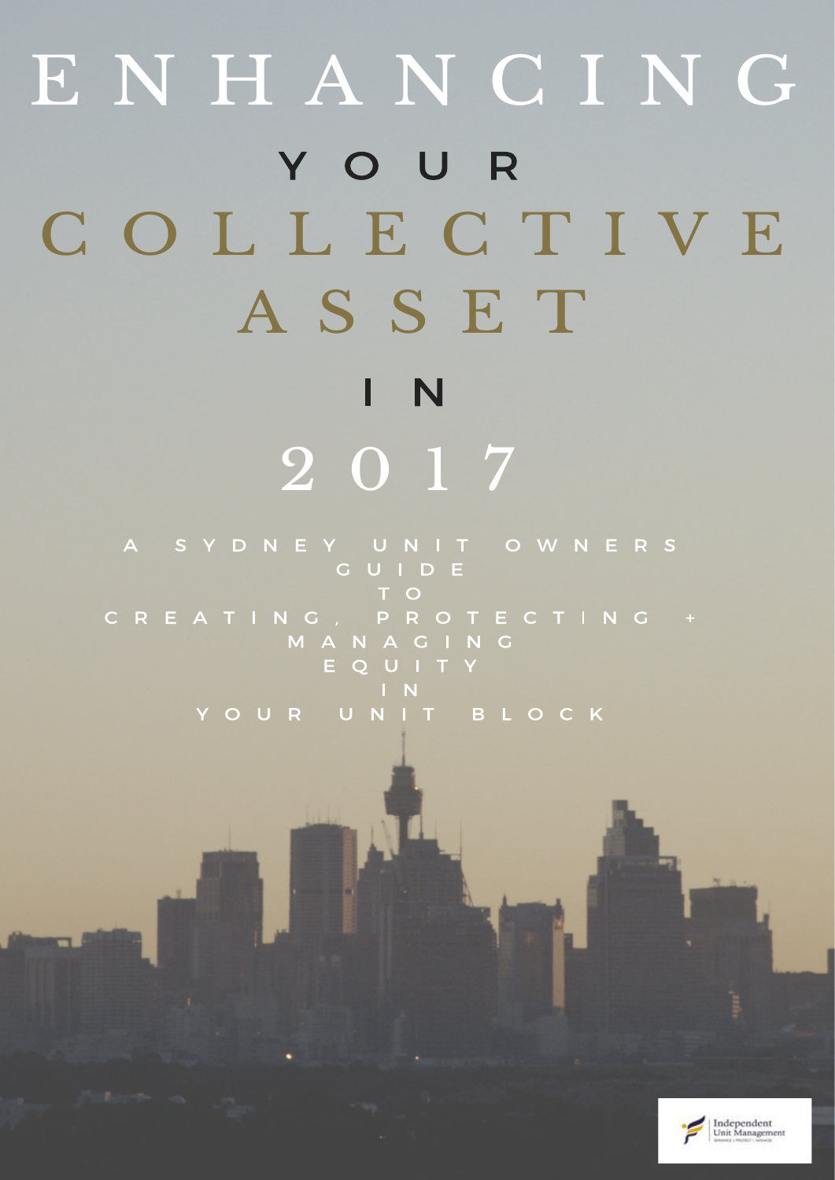# ENHANCING YOUR COLLECTIVE ASSET IN 2017

A SYDNEY UNIT OWNERS GUIDE
TO
CREATING, PROTECTING + MANAGING
EQUITY
IN
YOUR UNIT BLOCK

Independent Unit Management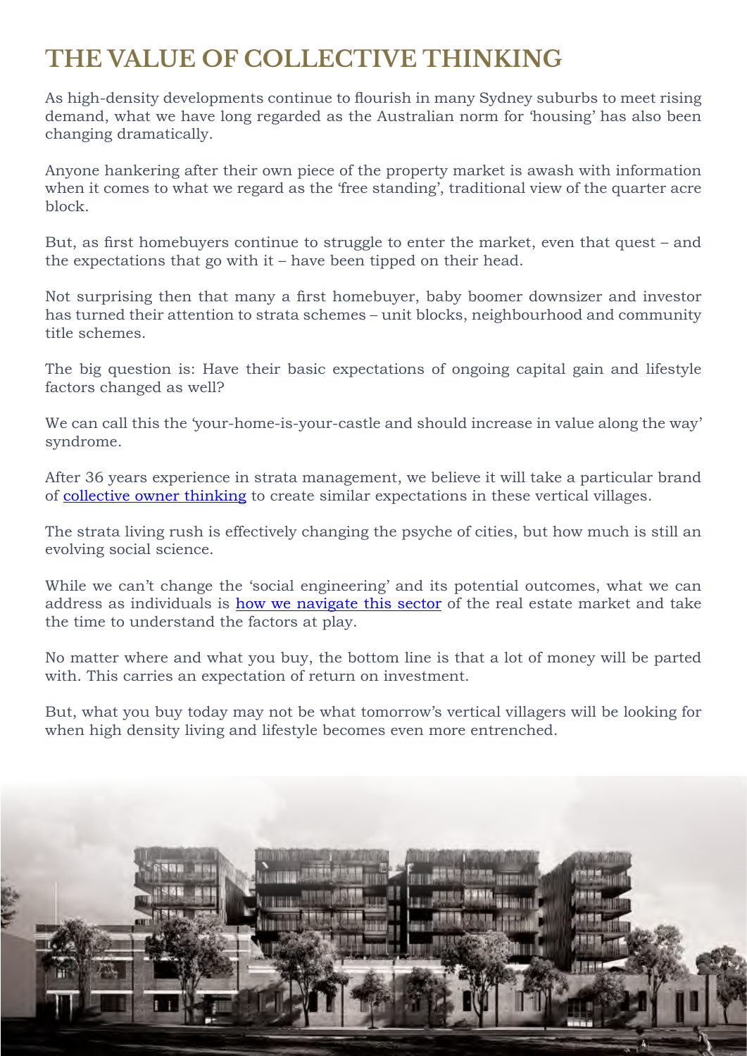# THE VALUE OF COLLECTIVE THINKING

As high-density developments continue to flourish in many Sydney suburbs to meet rising demand, what we have long regarded as the Australian norm for 'housing' has also been changing dramatically.

Anyone hankering after their own piece of the property market is awash with information when it comes to what we regard as the 'free standing', traditional view of the quarter acre block.

But, as first homebuyers continue to struggle to enter the market, even that quest – and the expectations that go with it – have been tipped on their head.

Not surprising then that many a first homebuyer, baby boomer downsizer and investor has turned their attention to strata schemes – unit blocks, neighbourhood and community title schemes.

The big question is: Have their basic expectations of ongoing capital gain and lifestyle factors changed as well?

We can call this the 'your-home-is-your-castle and should increase in value along the way' syndrome.

After 36 years experience in strata management, we believe it will take a particular brand of collective owner thinking to create similar expectations in these vertical villages.

The strata living rush is effectively changing the psyche of cities, but how much is still an evolving social science.

While we can't change the 'social engineering' and its potential outcomes, what we can address as individuals is how we navigate this sector of the real estate market and take the time to understand the factors at play.

No matter where and what you buy, the bottom line is that a lot of money will be parted with. This carries an expectation of return on investment.

But, what you buy today may not be what tomorrow's vertical villagers will be looking for when high density living and lifestyle becomes even more entrenched.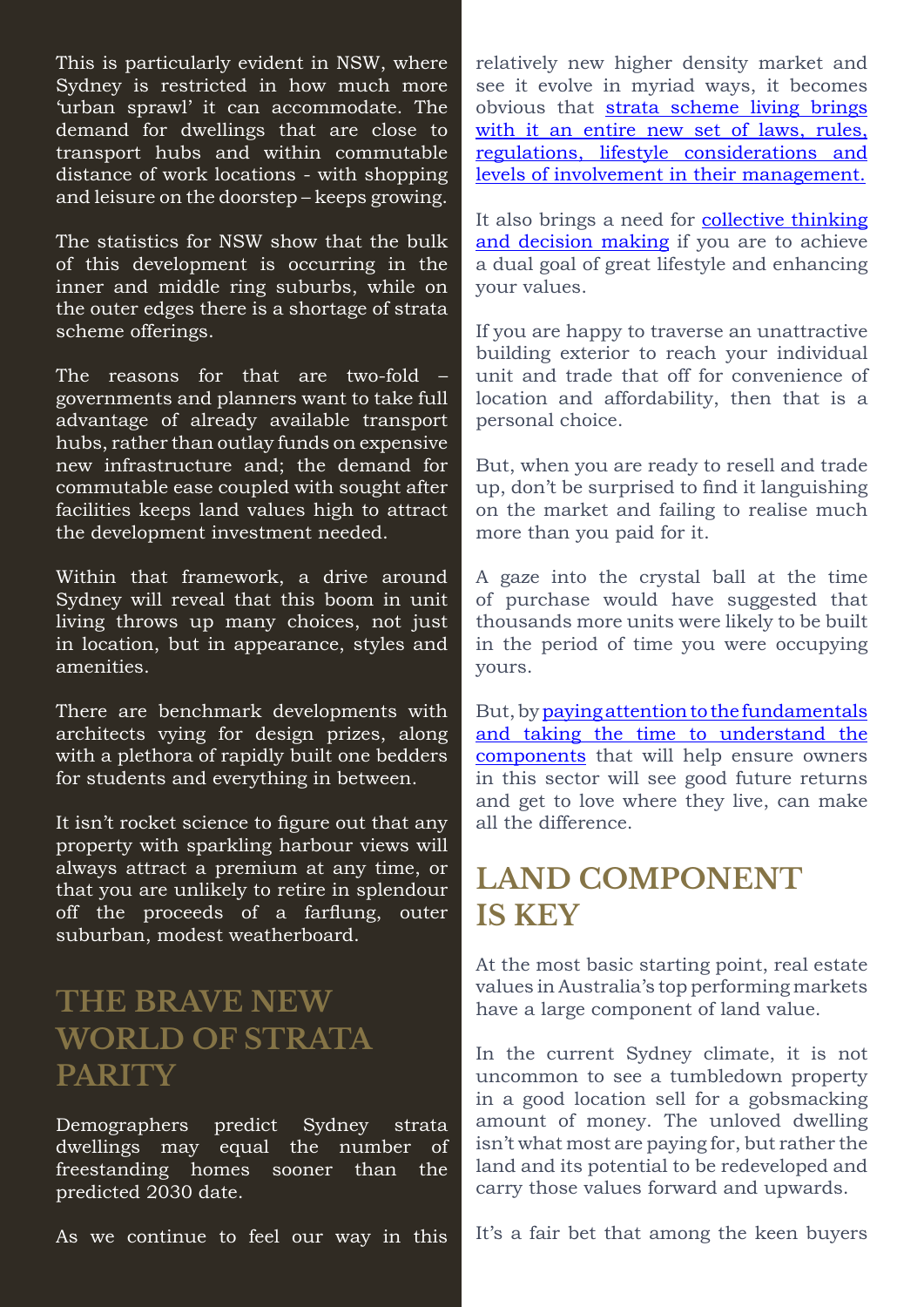This is particularly evident in NSW, where Sydney is restricted in how much more 'urban sprawl' it can accommodate. The demand for dwellings that are close to transport hubs and within commutable distance of work locations - with shopping and leisure on the doorstep – keeps growing.

The statistics for NSW show that the bulk of this development is occurring in the inner and middle ring suburbs, while on the outer edges there is a shortage of strata scheme offerings.

The reasons for that are two-fold – governments and planners want to take full advantage of already available transport hubs, rather than outlay funds on expensive new infrastructure and; the demand for commutable ease coupled with sought after facilities keeps land values high to attract the development investment needed.

Within that framework, a drive around Sydney will reveal that this boom in unit living throws up many choices, not just in location, but in appearance, styles and amenities.

There are benchmark developments with architects vying for design prizes, along with a plethora of rapidly built one bedders for students and everything in between.

It isn't rocket science to figure out that any property with sparkling harbour views will always attract a premium at any time, or that you are unlikely to retire in splendour off the proceeds of a farflung, outer suburban, modest weatherboard.

## THE BRAVE NEW WORLD OF STRATA PARITY

Demographers predict Sydney strata dwellings may equal the number of freestanding homes sooner than the predicted 2030 date.

As we continue to feel our way in this relatively new higher density market and see it evolve in myriad ways, it becomes obvious that strata scheme living brings with it an entire new set of laws, rules, regulations, lifestyle considerations and levels of involvement in their management.

It also brings a need for collective thinking and decision making if you are to achieve a dual goal of great lifestyle and enhancing your values.

If you are happy to traverse an unattractive building exterior to reach your individual unit and trade that off for convenience of location and affordability, then that is a personal choice.

But, when you are ready to resell and trade up, don't be surprised to find it languishing on the market and failing to realise much more than you paid for it.

A gaze into the crystal ball at the time of purchase would have suggested that thousands more units were likely to be built in the period of time you were occupying yours.

But, by paying attention to the fundamentals and taking the time to understand the components that will help ensure owners in this sector will see good future returns and get to love where they live, can make all the difference.

## LAND COMPONENT IS KEY

At the most basic starting point, real estate values in Australia's top performing markets have a large component of land value.

In the current Sydney climate, it is not uncommon to see a tumbledown property in a good location sell for a gobsmacking amount of money. The unloved dwelling isn't what most are paying for, but rather the land and its potential to be redeveloped and carry those values forward and upwards.

It's a fair bet that among the keen buyers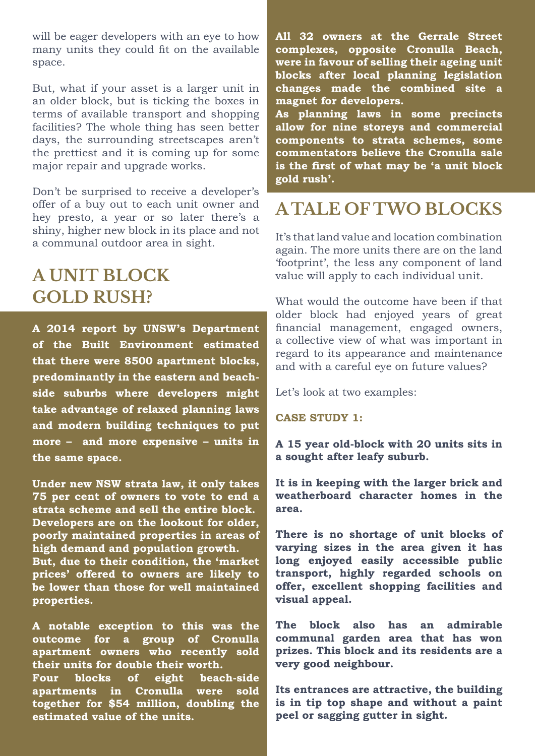will be eager developers with an eye to how many units they could fit on the available space.

But, what if your asset is a larger unit in an older block, but is ticking the boxes in terms of available transport and shopping facilities? The whole thing has seen better days, the surrounding streetscapes aren't the prettiest and it is coming up for some major repair and upgrade works.

Don't be surprised to receive a developer's offer of a buy out to each unit owner and hey presto, a year or so later there's a shiny, higher new block in its place and not a communal outdoor area in sight.

## A UNIT BLOCK GOLD RUSH?

**A 2014 report by UNSW's Department of the Built Environment estimated that there were 8500 apartment blocks, predominantly in the eastern and beach-side suburbs where developers might take advantage of relaxed planning laws and modern building techniques to put more – and more expensive – units in the same space.**

**Under new NSW strata law, it only takes 75 per cent of owners to vote to end a strata scheme and sell the entire block. Developers are on the lookout for older, poorly maintained properties in areas of high demand and population growth. But, due to their condition, the 'market prices' offered to owners are likely to be lower than those for well maintained properties.**

**A notable exception to this was the outcome for a group of Cronulla apartment owners who recently sold their units for double their worth. Four blocks of eight beach-side apartments in Cronulla were sold together for $54 million, doubling the estimated value of the units.**

**All 32 owners at the Gerrale Street complexes, opposite Cronulla Beach, were in favour of selling their ageing unit blocks after local planning legislation changes made the combined site a magnet for developers. As planning laws in some precincts allow for nine storeys and commercial components to strata schemes, some commentators believe the Cronulla sale is the first of what may be 'a unit block gold rush'.**

## A TALE OF TWO BLOCKS

It's that land value and location combination again. The more units there are on the land 'footprint', the less any component of land value will apply to each individual unit.

What would the outcome have been if that older block had enjoyed years of great financial management, engaged owners, a collective view of what was important in regard to its appearance and maintenance and with a careful eye on future values?

Let's look at two examples:

**CASE STUDY 1:**

**A 15 year old-block with 20 units sits in a sought after leafy suburb.**

**It is in keeping with the larger brick and weatherboard character homes in the area.**

**There is no shortage of unit blocks of varying sizes in the area given it has long enjoyed easily accessible public transport, highly regarded schools on offer, excellent shopping facilities and visual appeal.**

**The block also has an admirable communal garden area that has won prizes. This block and its residents are a very good neighbour.**

**Its entrances are attractive, the building is in tip top shape and without a paint peel or sagging gutter in sight.**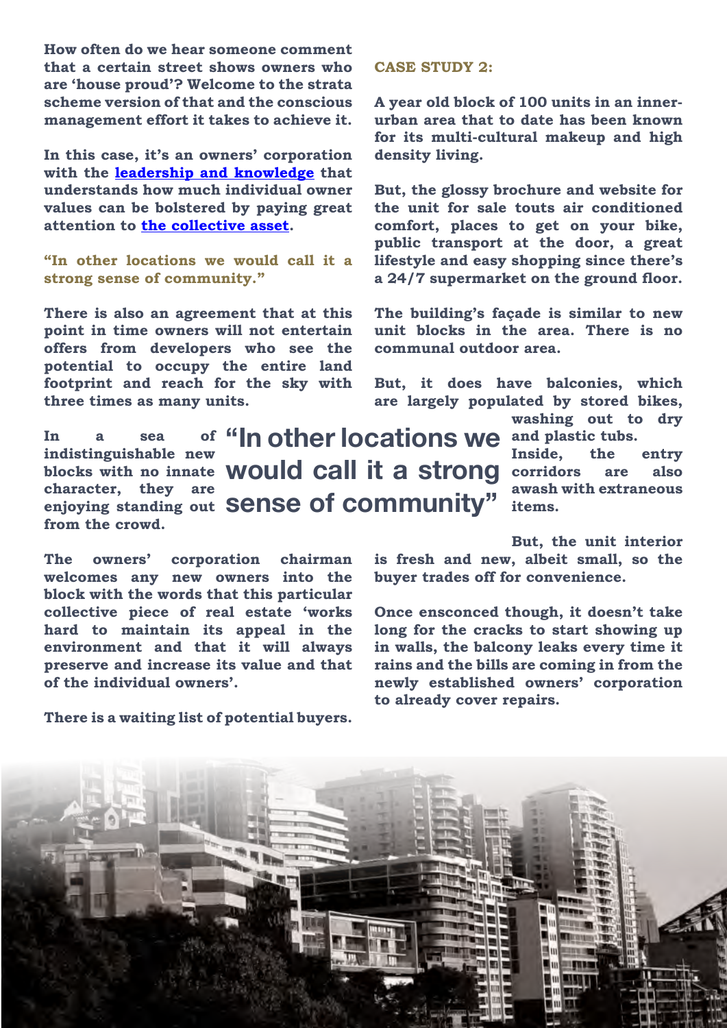**How often do we hear someone comment that a certain street shows owners who are 'house proud'? Welcome to the strata scheme version of that and the conscious management effort it takes to achieve it.**

**In this case, it's an owners' corporation with the leadership and knowledge that understands how much individual owner values can be bolstered by paying great attention to the collective asset.**

**"In other locations we would call it a strong sense of community."**

**There is also an agreement that at this point in time owners will not entertain offers from developers who see the potential to occupy the entire land footprint and reach for the sky with three times as many units.**

**In a sea of indistinguishable new blocks with no innate character, they are enjoying standing out from the crowd.**

> **"In other locations we would call it a strong sense of community"**

**The owners' corporation chairman welcomes any new owners into the block with the words that this particular collective piece of real estate 'works hard to maintain its appeal in the environment and that it will always preserve and increase its value and that of the individual owners'.**

**There is a waiting list of potential buyers.**

### CASE STUDY 2:

**A year old block of 100 units in an inner-urban area that to date has been known for its multi-cultural makeup and high density living.**

**But, the glossy brochure and website for the unit for sale touts air conditioned comfort, places to get on your bike, public transport at the door, a great lifestyle and easy shopping since there's a 24/7 supermarket on the ground floor.**

**The building's façade is similar to new unit blocks in the area. There is no communal outdoor area.**

**But, it does have balconies, which are largely populated by stored bikes, washing out to dry and plastic tubs. Inside, the entry corridors are also awash with extraneous items.**

**But, the unit interior is fresh and new, albeit small, so the buyer trades off for convenience.**

**Once ensconced though, it doesn't take long for the cracks to start showing up in walls, the balcony leaks every time it rains and the bills are coming in from the newly established owners' corporation to already cover repairs.**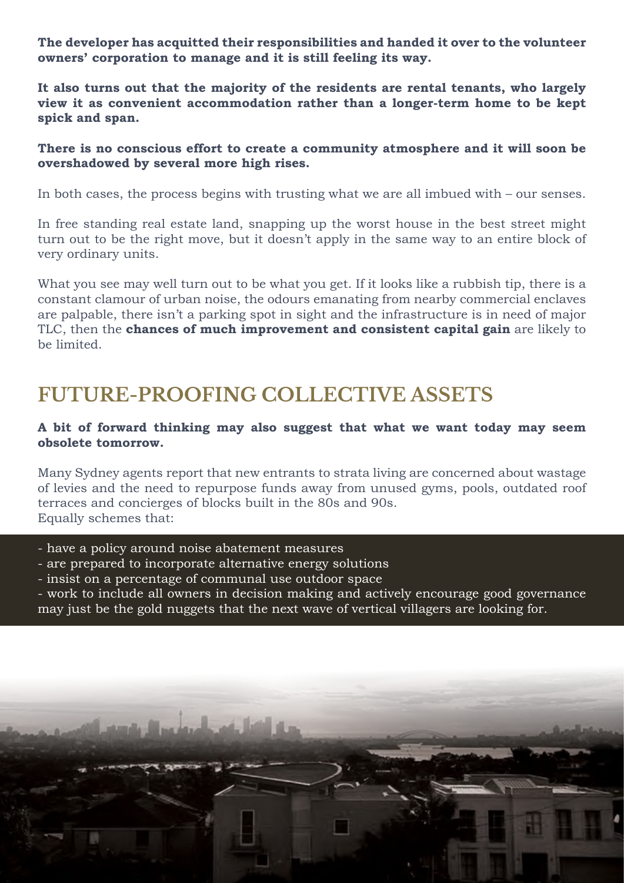**The developer has acquitted their responsibilities and handed it over to the volunteer owners' corporation to manage and it is still feeling its way.**

**It also turns out that the majority of the residents are rental tenants, who largely view it as convenient accommodation rather than a longer-term home to be kept spick and span.**

**There is no conscious effort to create a community atmosphere and it will soon be overshadowed by several more high rises.**

In both cases, the process begins with trusting what we are all imbued with – our senses.

In free standing real estate land, snapping up the worst house in the best street might turn out to be the right move, but it doesn't apply in the same way to an entire block of very ordinary units.

What you see may well turn out to be what you get. If it looks like a rubbish tip, there is a constant clamour of urban noise, the odours emanating from nearby commercial enclaves are palpable, there isn't a parking spot in sight and the infrastructure is in need of major TLC, then the **chances of much improvement and consistent capital gain** are likely to be limited.

## FUTURE-PROOFING COLLECTIVE ASSETS

**A bit of forward thinking may also suggest that what we want today may seem obsolete tomorrow.**

Many Sydney agents report that new entrants to strata living are concerned about wastage of levies and the need to repurpose funds away from unused gyms, pools, outdated roof terraces and concierges of blocks built in the 80s and 90s.
Equally schemes that:

- have a policy around noise abatement measures
- are prepared to incorporate alternative energy solutions
- insist on a percentage of communal use outdoor space
- work to include all owners in decision making and actively encourage good governance

may just be the gold nuggets that the next wave of vertical villagers are looking for.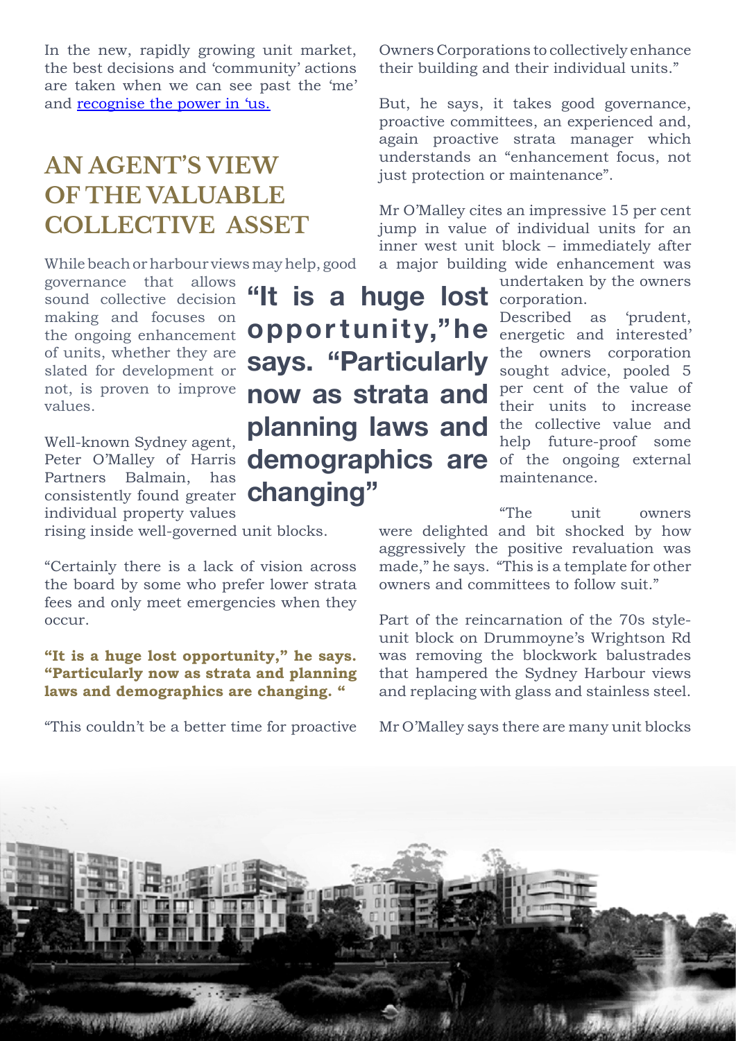In the new, rapidly growing unit market, the best decisions and 'community' actions are taken when we can see past the 'me' and [recognise the power in 'us.](#)

## AN AGENT'S VIEW OF THE VALUABLE COLLECTIVE ASSET

While beach or harbour views may help, good governance that allows sound collective decision making and focuses on the ongoing enhancement of units, whether they are slated for development or not, is proven to improve values.

Well-known Sydney agent, Peter O'Malley of Harris Partners Balmain, has consistently found greater individual property values rising inside well-governed unit blocks.

"Certainly there is a lack of vision across the board by some who prefer lower strata fees and only meet emergencies when they occur.

**"It is a huge lost opportunity," he says. "Particularly now as strata and planning laws and demographics are changing. "**

"This couldn't be a better time for proactive Owners Corporations to collectively enhance their building and their individual units."

But, he says, it takes good governance, proactive committees, an experienced and, again proactive strata manager which understands an "enhancement focus, not just protection or maintenance".

Mr O'Malley cites an impressive 15 per cent jump in value of individual units for an inner west unit block – immediately after a major building wide enhancement was undertaken by the owners corporation.

Described as 'prudent, energetic and interested' the owners corporation sought advice, pooled 5 per cent of the value of their units to increase the collective value and help future-proof some of the ongoing external maintenance.

"The unit owners were delighted and bit shocked by how aggressively the positive revaluation was made," he says. "This is a template for other owners and committees to follow suit."

Part of the reincarnation of the 70s style-unit block on Drummoyne's Wrightson Rd was removing the blockwork balustrades that hampered the Sydney Harbour views and replacing with glass and stainless steel.

Mr O'Malley says there are many unit blocks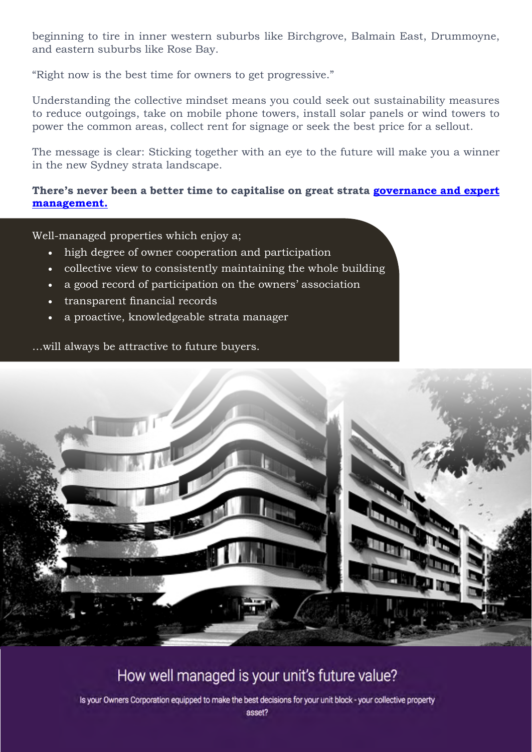beginning to tire in inner western suburbs like Birchgrove, Balmain East, Drummoyne, and eastern suburbs like Rose Bay.

"Right now is the best time for owners to get progressive."

Understanding the collective mindset means you could seek out sustainability measures to reduce outgoings, take on mobile phone towers, install solar panels or wind towers to power the common areas, collect rent for signage or seek the best price for a sellout.

The message is clear: Sticking together with an eye to the future will make you a winner in the new Sydney strata landscape.

**There's never been a better time to capitalise on great strata governance and expert management.**

Well-managed properties which enjoy a;

- high degree of owner cooperation and participation
- collective view to consistently maintaining the whole building
- a good record of participation on the owners' association
- transparent financial records
- a proactive, knowledgeable strata manager

…will always be attractive to future buyers.

## How well managed is your unit's future value?

Is your Owners Corporation equipped to make the best decisions for your unit block - your collective property asset?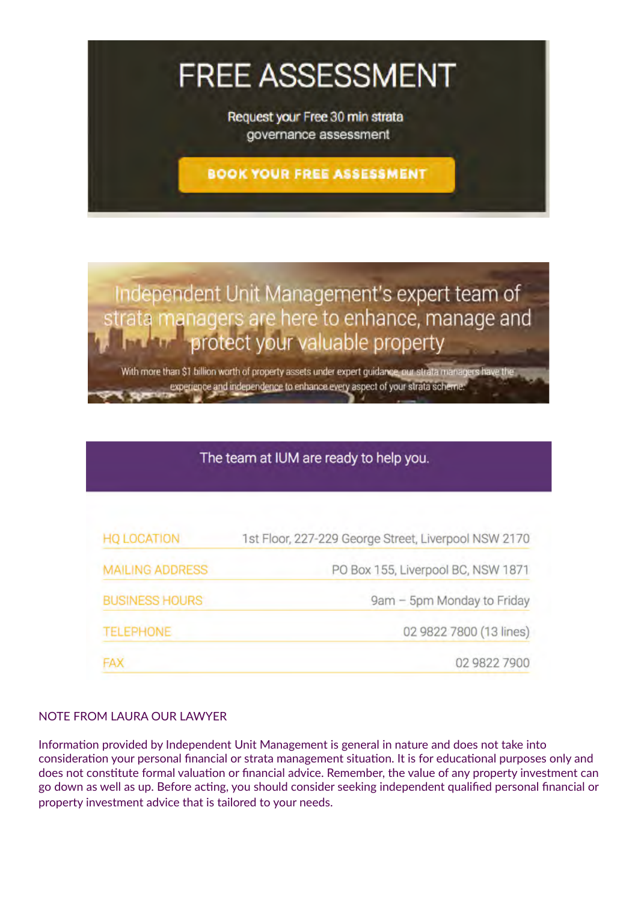# FREE ASSESSMENT

Request your Free 30 min strata governance assessment

**BOOK YOUR FREE ASSESSMENT**

## Independent Unit Management's expert team of strata managers are here to enhance, manage and protect your valuable property

With more than $1 billion worth of property assets under expert guidance, our strata managers have the experience and independence to enhance every aspect of your strata scheme.

## The team at IUM are ready to help you.

| | |
|---|---|
| HQ LOCATION | 1st Floor, 227-229 George Street, Liverpool NSW 2170 |
| MAILING ADDRESS | PO Box 155, Liverpool BC, NSW 1871 |
| BUSINESS HOURS | 9am – 5pm Monday to Friday |
| TELEPHONE | 02 9822 7800 (13 lines) |
| FAX | 02 9822 7900 |

NOTE FROM LAURA OUR LAWYER

Information provided by Independent Unit Management is general in nature and does not take into consideration your personal financial or strata management situation. It is for educational purposes only and does not constitute formal valuation or financial advice. Remember, the value of any property investment can go down as well as up. Before acting, you should consider seeking independent qualified personal financial or property investment advice that is tailored to your needs.